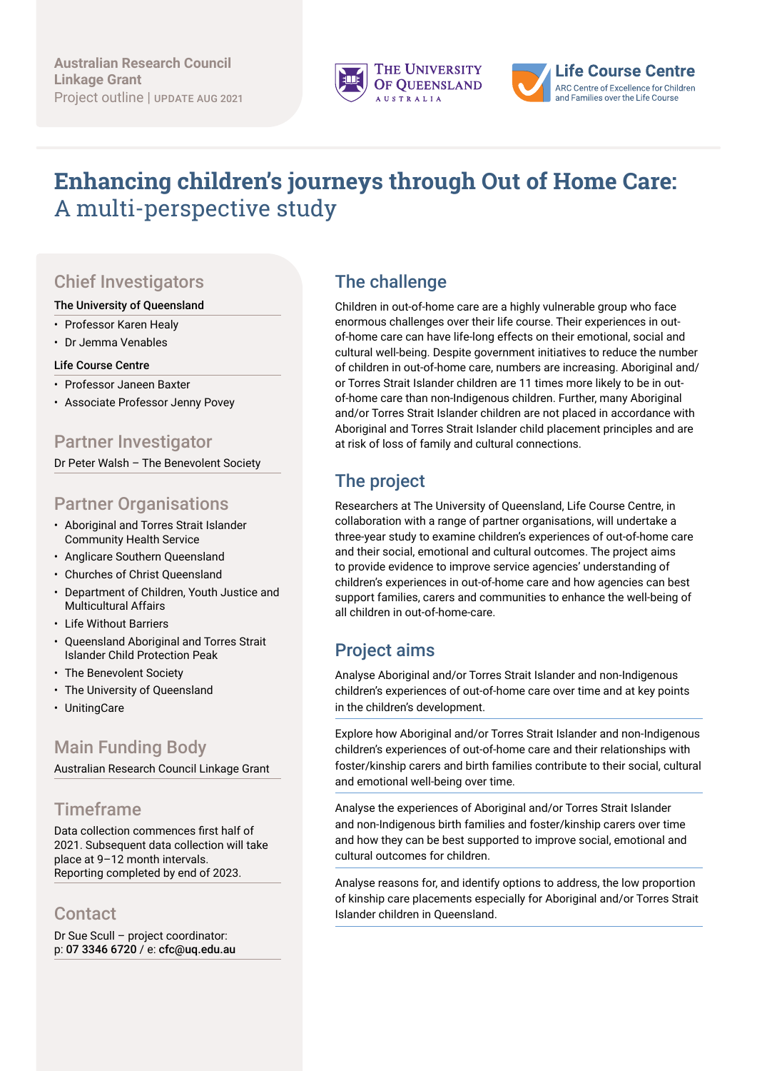Australian Research Council Linkage Grant
Project outline | UPDATE AUG 2021

The University of Queensland Australia

Life Course Centre
ARC Centre of Excellence for Children and Families over the Life Course

# Enhancing children's journeys through Out of Home Care: A multi-perspective study

## The challenge

Children in out-of-home care are a highly vulnerable group who face enormous challenges over their life course. Their experiences in out-of-home care can have life-long effects on their emotional, social and cultural well-being. Despite government initiatives to reduce the number of children in out-of-home care, numbers are increasing. Aboriginal and/or Torres Strait Islander children are 11 times more likely to be in out-of-home care than non-Indigenous children. Further, many Aboriginal and/or Torres Strait Islander children are not placed in accordance with Aboriginal and Torres Strait Islander child placement principles and are at risk of loss of family and cultural connections.

## The project

Researchers at The University of Queensland, Life Course Centre, in collaboration with a range of partner organisations, will undertake a three-year study to examine children's experiences of out-of-home care and their social, emotional and cultural outcomes. The project aims to provide evidence to improve service agencies' understanding of children's experiences in out-of-home care and how agencies can best support families, carers and communities to enhance the well-being of all children in out-of-home-care.

## Project aims

Analyse Aboriginal and/or Torres Strait Islander and non-Indigenous children's experiences of out-of-home care over time and at key points in the children's development.

Explore how Aboriginal and/or Torres Strait Islander and non-Indigenous children's experiences of out-of-home care and their relationships with foster/kinship carers and birth families contribute to their social, cultural and emotional well-being over time.

Analyse the experiences of Aboriginal and/or Torres Strait Islander and non-Indigenous birth families and foster/kinship carers over time and how they can be best supported to improve social, emotional and cultural outcomes for children.

Analyse reasons for, and identify options to address, the low proportion of kinship care placements especially for Aboriginal and/or Torres Strait Islander children in Queensland.

## Chief Investigators

**The University of Queensland**

- Professor Karen Healy
- Dr Jemma Venables

**Life Course Centre**

- Professor Janeen Baxter
- Associate Professor Jenny Povey

## Partner Investigator

Dr Peter Walsh – The Benevolent Society

## Partner Organisations

- Aboriginal and Torres Strait Islander Community Health Service
- Anglicare Southern Queensland
- Churches of Christ Queensland
- Department of Children, Youth Justice and Multicultural Affairs
- Life Without Barriers
- Queensland Aboriginal and Torres Strait Islander Child Protection Peak
- The Benevolent Society
- The University of Queensland
- UnitingCare

## Main Funding Body

Australian Research Council Linkage Grant

## Timeframe

Data collection commences first half of 2021. Subsequent data collection will take place at 9–12 month intervals.
Reporting completed by end of 2023.

## Contact

Dr Sue Scull – project coordinator:
p: **07 3346 6720** / e: **cfc@uq.edu.au**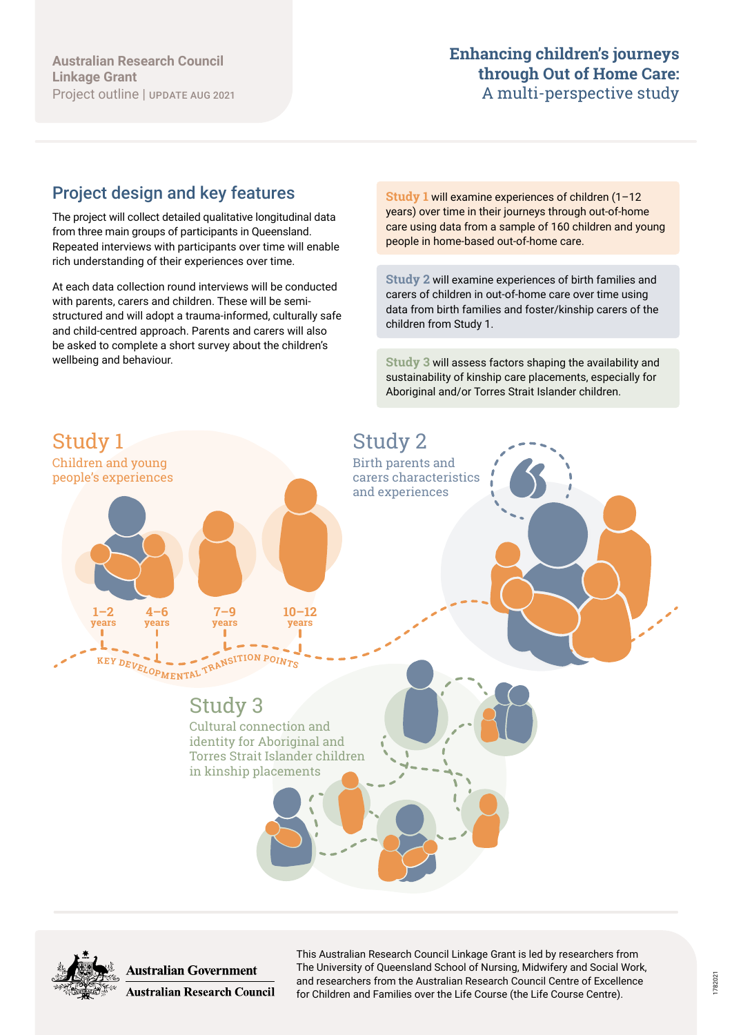Australian Research Council Linkage Grant
Project outline | UPDATE AUG 2021

# Enhancing children's journeys through Out of Home Care: A multi-perspective study

## Project design and key features

The project will collect detailed qualitative longitudinal data from three main groups of participants in Queensland. Repeated interviews with participants over time will enable rich understanding of their experiences over time.

At each data collection round interviews will be conducted with parents, carers and children. These will be semi-structured and will adopt a trauma-informed, culturally safe and child-centred approach. Parents and carers will also be asked to complete a short survey about the children's wellbeing and behaviour.

**Study 1** will examine experiences of children (1–12 years) over time in their journeys through out-of-home care using data from a sample of 160 children and young people in home-based out-of-home care.

**Study 2** will examine experiences of birth families and carers of children in out-of-home care over time using data from birth families and foster/kinship carers of the children from Study 1.

**Study 3** will assess factors shaping the availability and sustainability of kinship care placements, especially for Aboriginal and/or Torres Strait Islander children.

### Study 1
Children and young people's experiences

1–2 years
4–6 years
7–9 years
10–12 years
KEY DEVELOPMENTAL TRANSITION POINTS

### Study 2
Birth parents and carers characteristics and experiences

### Study 3
Cultural connection and identity for Aboriginal and Torres Strait Islander children in kinship placements

Australian Government
Australian Research Council

This Australian Research Council Linkage Grant is led by researchers from The University of Queensland School of Nursing, Midwifery and Social Work, and researchers from the Australian Research Council Centre of Excellence for Children and Families over the Life Course (the Life Course Centre).